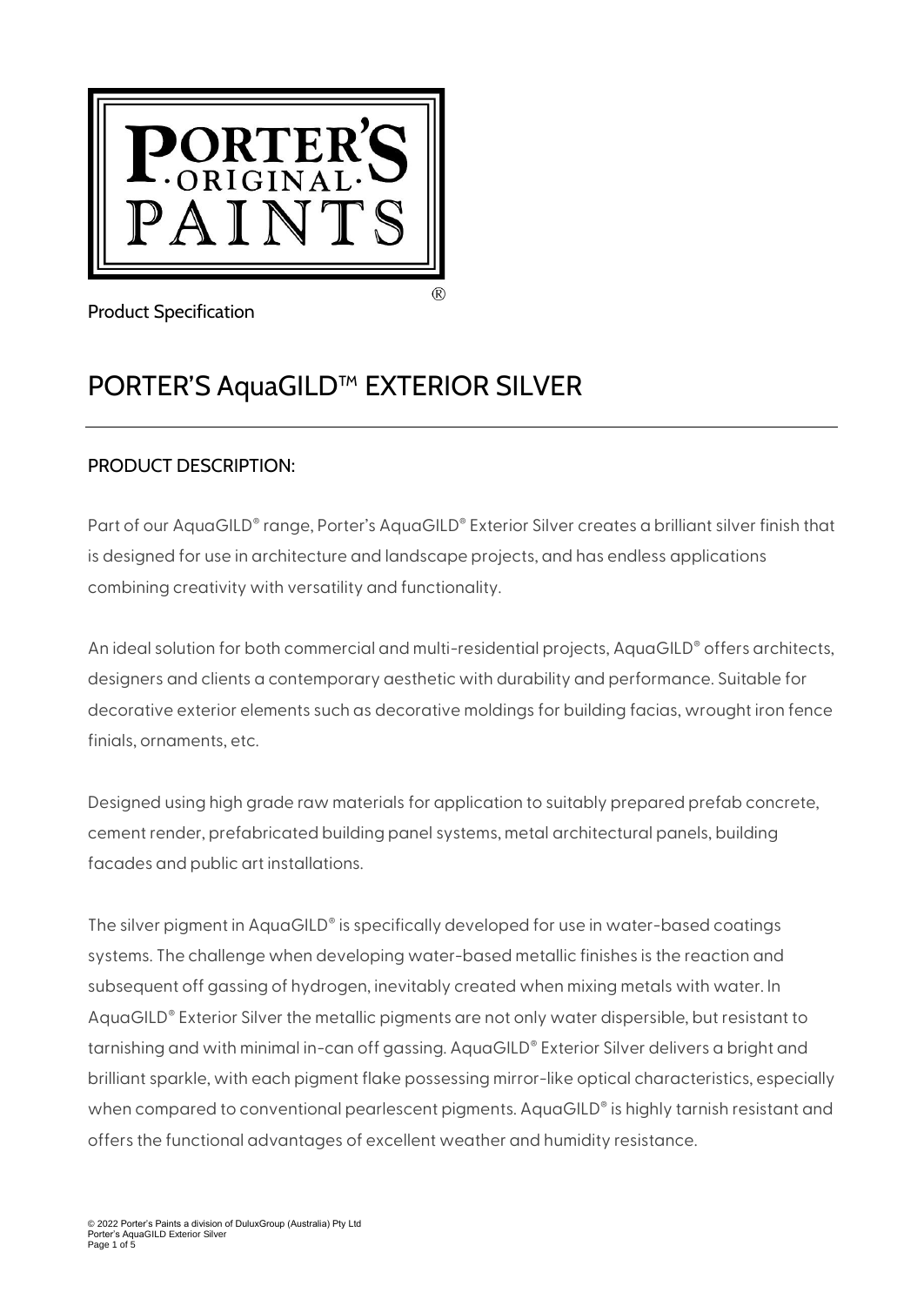Product Specification

# PORTER'S AquaGILD™ EXTERIOR SILVER

## PRODUCT DESCRIPTION:

Part of our AquaGILD® range, Porter's AquaGILD® Exterior Silver creates a brilliant silver finish that is designed for use in architecture and landscape projects, and has endless applications combining creativity with versatility and functionality.

An ideal solution for both commercial and multi-residential projects, AquaGILD® offers architects, designers and clients a contemporary aesthetic with durability and performance. Suitable for decorative exterior elements such as decorative moldings for building facias, wrought iron fence finials, ornaments, etc.

Designed using high grade raw materials for application to suitably prepared prefab concrete, cement render, prefabricated building panel systems, metal architectural panels, building facades and public art installations.

The silver pigment in AquaGILD® is specifically developed for use in water-based coatings systems. The challenge when developing water-based metallic finishes is the reaction and subsequent off gassing of hydrogen, inevitably created when mixing metals with water. In AquaGILD® Exterior Silver the metallic pigments are not only water dispersible, but resistant to tarnishing and with minimal in-can off gassing. AquaGILD® Exterior Silver delivers a bright and brilliant sparkle, with each pigment flake possessing mirror-like optical characteristics, especially when compared to conventional pearlescent pigments. AquaGILD® is highly tarnish resistant and offers the functional advantages of excellent weather and humidity resistance.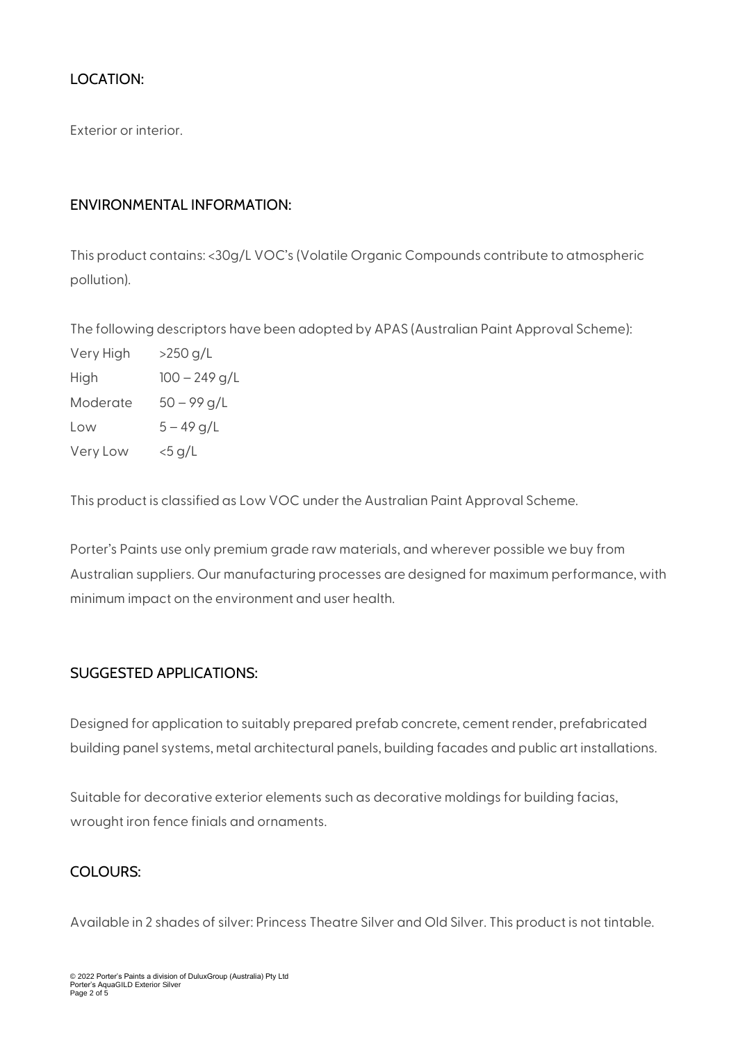## LOCATION:

Exterior or interior.

## ENVIRONMENTAL INFORMATION:

This product contains: <30g/L VOC's (Volatile Organic Compounds contribute to atmospheric pollution).

The following descriptors have been adopted by APAS (Australian Paint Approval Scheme):

| | |
|---|---|
| Very High | >250 g/L |
| High | 100 – 249 g/L |
| Moderate | 50 – 99 g/L |
| Low | 5 – 49 g/L |
| Very Low | <5 g/L |

This product is classified as Low VOC under the Australian Paint Approval Scheme.

Porter's Paints use only premium grade raw materials, and wherever possible we buy from Australian suppliers. Our manufacturing processes are designed for maximum performance, with minimum impact on the environment and user health.

## SUGGESTED APPLICATIONS:

Designed for application to suitably prepared prefab concrete, cement render, prefabricated building panel systems, metal architectural panels, building facades and public art installations.

Suitable for decorative exterior elements such as decorative moldings for building facias, wrought iron fence finials and ornaments.

## COLOURS:

Available in 2 shades of silver: Princess Theatre Silver and Old Silver. This product is not tintable.

© 2022 Porter's Paints a division of DuluxGroup (Australia) Pty Ltd
Porter's AquaGILD Exterior Silver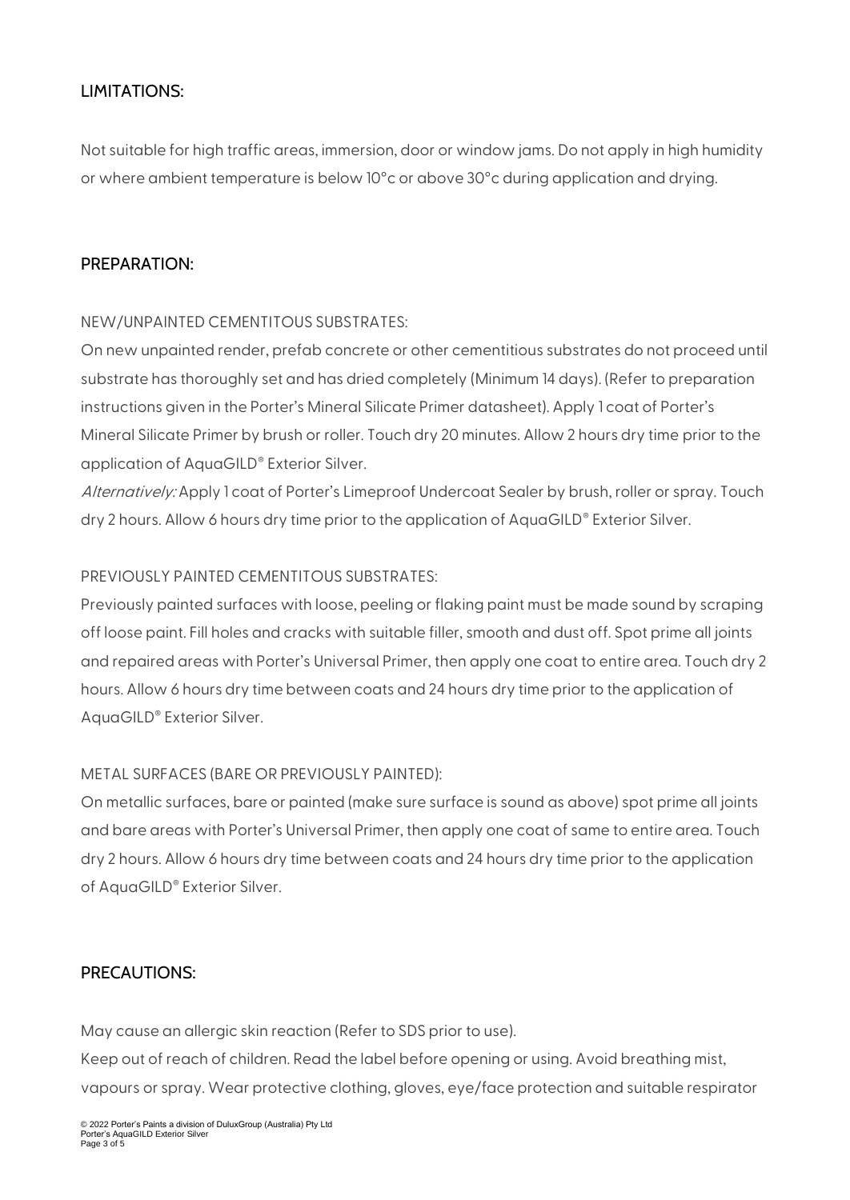## LIMITATIONS:

Not suitable for high traffic areas, immersion, door or window jams. Do not apply in high humidity or where ambient temperature is below 10°c or above 30°c during application and drying.

## PREPARATION:

NEW/UNPAINTED CEMENTITOUS SUBSTRATES:

On new unpainted render, prefab concrete or other cementitious substrates do not proceed until substrate has thoroughly set and has dried completely (Minimum 14 days). (Refer to preparation instructions given in the Porter's Mineral Silicate Primer datasheet). Apply 1 coat of Porter's Mineral Silicate Primer by brush or roller. Touch dry 20 minutes. Allow 2 hours dry time prior to the application of AquaGILD® Exterior Silver.

*Alternatively:* Apply 1 coat of Porter's Limeproof Undercoat Sealer by brush, roller or spray. Touch dry 2 hours. Allow 6 hours dry time prior to the application of AquaGILD® Exterior Silver.

PREVIOUSLY PAINTED CEMENTITOUS SUBSTRATES:

Previously painted surfaces with loose, peeling or flaking paint must be made sound by scraping off loose paint. Fill holes and cracks with suitable filler, smooth and dust off. Spot prime all joints and repaired areas with Porter's Universal Primer, then apply one coat to entire area. Touch dry 2 hours. Allow 6 hours dry time between coats and 24 hours dry time prior to the application of AquaGILD® Exterior Silver.

METAL SURFACES (BARE OR PREVIOUSLY PAINTED):

On metallic surfaces, bare or painted (make sure surface is sound as above) spot prime all joints and bare areas with Porter's Universal Primer, then apply one coat of same to entire area. Touch dry 2 hours. Allow 6 hours dry time between coats and 24 hours dry time prior to the application of AquaGILD® Exterior Silver.

## PRECAUTIONS:

May cause an allergic skin reaction (Refer to SDS prior to use).

Keep out of reach of children. Read the label before opening or using. Avoid breathing mist, vapours or spray. Wear protective clothing, gloves, eye/face protection and suitable respirator

© 2022 Porter's Paints a division of DuluxGroup (Australia) Pty Ltd
Porter's AquaGILD Exterior Silver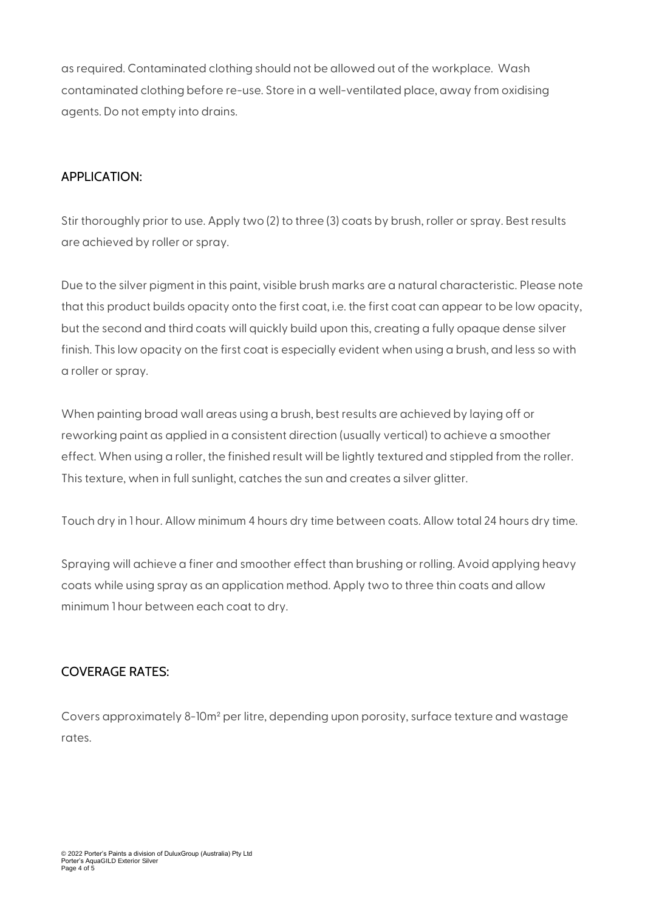as required. Contaminated clothing should not be allowed out of the workplace. Wash contaminated clothing before re-use. Store in a well-ventilated place, away from oxidising agents. Do not empty into drains.

## APPLICATION:

Stir thoroughly prior to use. Apply two (2) to three (3) coats by brush, roller or spray. Best results are achieved by roller or spray.

Due to the silver pigment in this paint, visible brush marks are a natural characteristic. Please note that this product builds opacity onto the first coat, i.e. the first coat can appear to be low opacity, but the second and third coats will quickly build upon this, creating a fully opaque dense silver finish. This low opacity on the first coat is especially evident when using a brush, and less so with a roller or spray.

When painting broad wall areas using a brush, best results are achieved by laying off or reworking paint as applied in a consistent direction (usually vertical) to achieve a smoother effect. When using a roller, the finished result will be lightly textured and stippled from the roller. This texture, when in full sunlight, catches the sun and creates a silver glitter.

Touch dry in 1 hour. Allow minimum 4 hours dry time between coats. Allow total 24 hours dry time.

Spraying will achieve a finer and smoother effect than brushing or rolling. Avoid applying heavy coats while using spray as an application method. Apply two to three thin coats and allow minimum 1 hour between each coat to dry.

## COVERAGE RATES:

Covers approximately 8-10m² per litre, depending upon porosity, surface texture and wastage rates.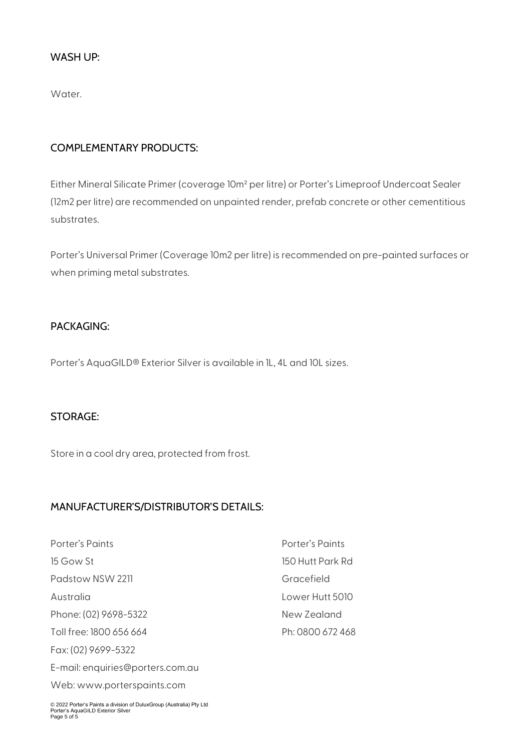## WASH UP:

Water.

## COMPLEMENTARY PRODUCTS:

Either Mineral Silicate Primer (coverage 10m² per litre) or Porter's Limeproof Undercoat Sealer (12m2 per litre) are recommended on unpainted render, prefab concrete or other cementitious substrates.

Porter's Universal Primer (Coverage 10m2 per litre) is recommended on pre-painted surfaces or when priming metal substrates.

## PACKAGING:

Porter's AquaGILD® Exterior Silver is available in 1L, 4L and 10L sizes.

## STORAGE:

Store in a cool dry area, protected from frost.

## MANUFACTURER'S/DISTRIBUTOR'S DETAILS:

Porter's Paints
15 Gow St
Padstow NSW 2211
Australia
Phone: (02) 9698-5322
Toll free: 1800 656 664
Fax: (02) 9699-5322
E-mail: enquiries@porters.com.au
Web: www.porterspaints.com

Porter's Paints
150 Hutt Park Rd
Gracefield
Lower Hutt 5010
New Zealand
Ph: 0800 672 468

© 2022 Porter's Paints a division of DuluxGroup (Australia) Pty Ltd
Porter's AquaGILD Exterior Silver